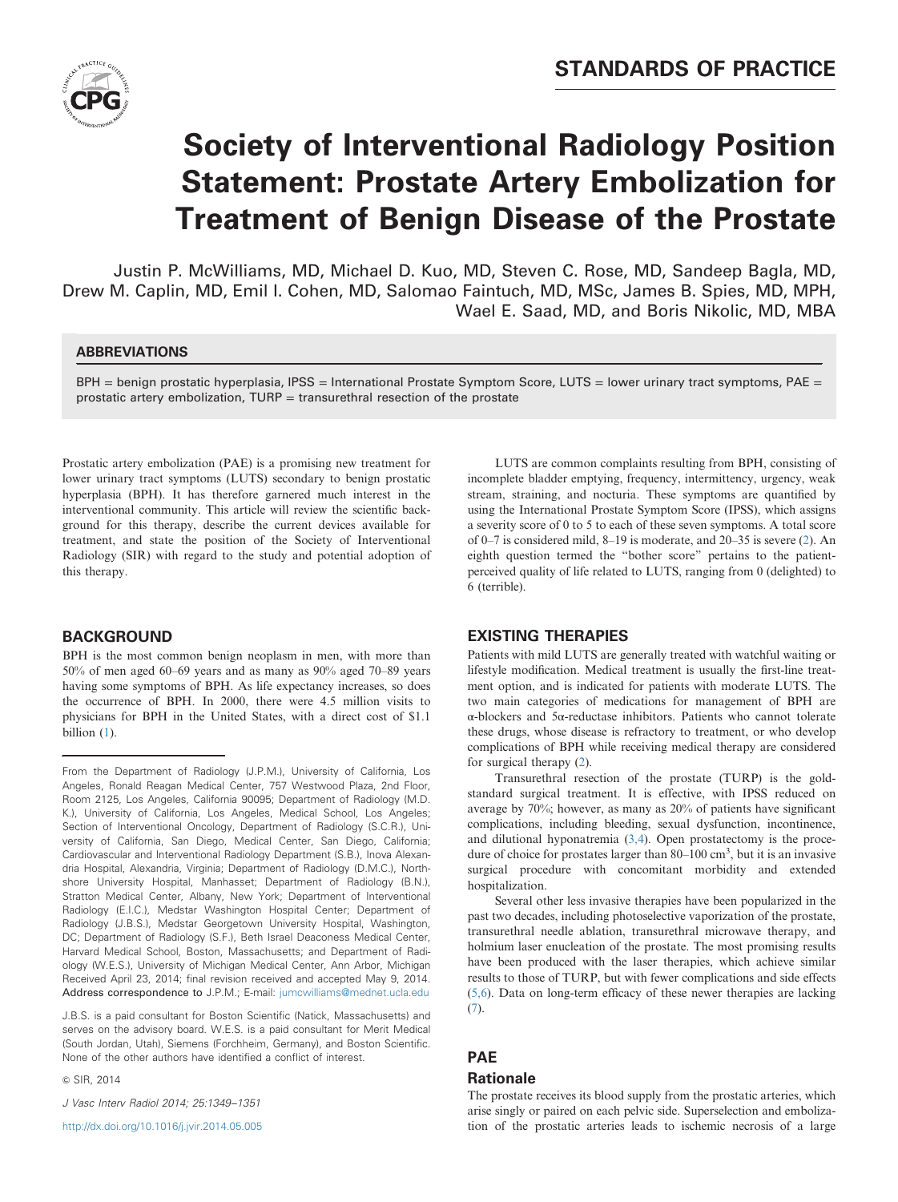STANDARDS OF PRACTICE

# Society of Interventional Radiology Position Statement: Prostate Artery Embolization for Treatment of Benign Disease of the Prostate

Justin P. McWilliams, MD, Michael D. Kuo, MD, Steven C. Rose, MD, Sandeep Bagla, MD, Drew M. Caplin, MD, Emil I. Cohen, MD, Salomao Faintuch, MD, MSc, James B. Spies, MD, MPH, Wael E. Saad, MD, and Boris Nikolic, MD, MBA

## ABBREVIATIONS

BPH = benign prostatic hyperplasia, IPSS = International Prostate Symptom Score, LUTS = lower urinary tract symptoms, PAE = prostatic artery embolization, TURP = transurethral resection of the prostate

Prostatic artery embolization (PAE) is a promising new treatment for lower urinary tract symptoms (LUTS) secondary to benign prostatic hyperplasia (BPH). It has therefore garnered much interest in the interventional community. This article will review the scientific background for this therapy, describe the current devices available for treatment, and state the position of the Society of Interventional Radiology (SIR) with regard to the study and potential adoption of this therapy.

## BACKGROUND

BPH is the most common benign neoplasm in men, with more than 50% of men aged 60–69 years and as many as 90% aged 70–89 years having some symptoms of BPH. As life expectancy increases, so does the occurrence of BPH. In 2000, there were 4.5 million visits to physicians for BPH in the United States, with a direct cost of $1.1 billion (1).

From the Department of Radiology (J.P.M.), University of California, Los Angeles, Ronald Reagan Medical Center, 757 Westwood Plaza, 2nd Floor, Room 2125, Los Angeles, California 90095; Department of Radiology (M.D. K.), University of California, Los Angeles, Medical School, Los Angeles; Section of Interventional Oncology, Department of Radiology (S.C.R.), University of California, San Diego, Medical Center, San Diego, California; Cardiovascular and Interventional Radiology Department (S.B.), Inova Alexandria Hospital, Alexandria, Virginia; Department of Radiology (D.M.C.), Northshore University Hospital, Manhasset; Department of Radiology (B.N.), Stratton Medical Center, Albany, New York; Department of Interventional Radiology (E.I.C.), Medstar Washington Hospital Center; Department of Radiology (J.B.S.), Medstar Georgetown University Hospital, Washington, DC; Department of Radiology (S.F.), Beth Israel Deaconess Medical Center, Harvard Medical School, Boston, Massachusetts; and Department of Radiology (W.E.S.), University of Michigan Medical Center, Ann Arbor, Michigan Received April 23, 2014; final revision received and accepted May 9, 2014. **Address correspondence to** J.P.M.; E-mail: jumcwilliams@mednet.ucla.edu

J.B.S. is a paid consultant for Boston Scientific (Natick, Massachusetts) and serves on the advisory board. W.E.S. is a paid consultant for Merit Medical (South Jordan, Utah), Siemens (Forchheim, Germany), and Boston Scientific. None of the other authors have identified a conflict of interest.

© SIR, 2014

http://dx.doi.org/10.1016/j.jvir.2014.05.005

LUTS are common complaints resulting from BPH, consisting of incomplete bladder emptying, frequency, intermittency, urgency, weak stream, straining, and nocturia. These symptoms are quantified by using the International Prostate Symptom Score (IPSS), which assigns a severity score of 0 to 5 to each of these seven symptoms. A total score of 0–7 is considered mild, 8–19 is moderate, and 20–35 is severe (2). An eighth question termed the "bother score" pertains to the patient-perceived quality of life related to LUTS, ranging from 0 (delighted) to 6 (terrible).

## EXISTING THERAPIES

Patients with mild LUTS are generally treated with watchful waiting or lifestyle modification. Medical treatment is usually the first-line treatment option, and is indicated for patients with moderate LUTS. The two main categories of medications for management of BPH are α-blockers and 5α-reductase inhibitors. Patients who cannot tolerate these drugs, whose disease is refractory to treatment, or who develop complications of BPH while receiving medical therapy are considered for surgical therapy (2).

Transurethral resection of the prostate (TURP) is the gold-standard surgical treatment. It is effective, with IPSS reduced on average by 70%; however, as many as 20% of patients have significant complications, including bleeding, sexual dysfunction, incontinence, and dilutional hyponatremia (3,4). Open prostatectomy is the procedure of choice for prostates larger than 80–100 cm$^3$, but it is an invasive surgical procedure with concomitant morbidity and extended hospitalization.

Several other less invasive therapies have been popularized in the past two decades, including photoselective vaporization of the prostate, transurethral needle ablation, transurethral microwave therapy, and holmium laser enucleation of the prostate. The most promising results have been produced with the laser therapies, which achieve similar results to those of TURP, but with fewer complications and side effects (5,6). Data on long-term efficacy of these newer therapies are lacking (7).

## PAE

### Rationale

The prostate receives its blood supply from the prostatic arteries, which arise singly or paired on each pelvic side. Superselection and embolization of the prostatic arteries leads to ischemic necrosis of a large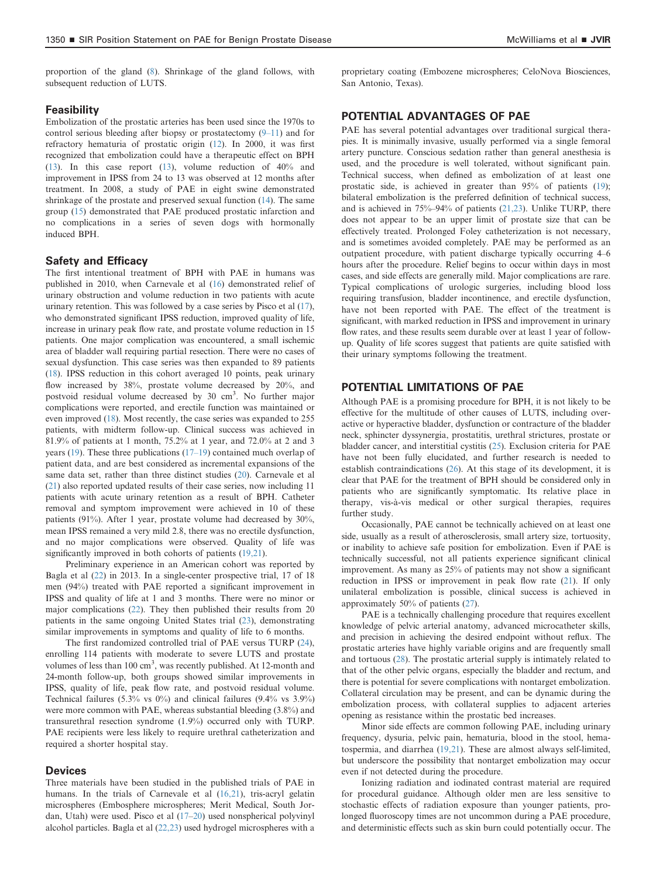proportion of the gland (8). Shrinkage of the gland follows, with subsequent reduction of LUTS.

### Feasibility

Embolization of the prostatic arteries has been used since the 1970s to control serious bleeding after biopsy or prostatectomy (9–11) and for refractory hematuria of prostatic origin (12). In 2000, it was first recognized that embolization could have a therapeutic effect on BPH (13). In this case report (13), volume reduction of 40% and improvement in IPSS from 24 to 13 was observed at 12 months after treatment. In 2008, a study of PAE in eight swine demonstrated shrinkage of the prostate and preserved sexual function (14). The same group (15) demonstrated that PAE produced prostatic infarction and no complications in a series of seven dogs with hormonally induced BPH.

### Safety and Efficacy

The first intentional treatment of BPH with PAE in humans was published in 2010, when Carnevale et al (16) demonstrated relief of urinary obstruction and volume reduction in two patients with acute urinary retention. This was followed by a case series by Pisco et al (17), who demonstrated significant IPSS reduction, improved quality of life, increase in urinary peak flow rate, and prostate volume reduction in 15 patients. One major complication was encountered, a small ischemic area of bladder wall requiring partial resection. There were no cases of sexual dysfunction. This case series was then expanded to 89 patients (18). IPSS reduction in this cohort averaged 10 points, peak urinary flow increased by 38%, prostate volume decreased by 20%, and postvoid residual volume decreased by 30 cm$^3$. No further major complications were reported, and erectile function was maintained or even improved (18). Most recently, the case series was expanded to 255 patients, with midterm follow-up. Clinical success was achieved in 81.9% of patients at 1 month, 75.2% at 1 year, and 72.0% at 2 and 3 years (19). These three publications (17–19) contained much overlap of patient data, and are best considered as incremental expansions of the same data set, rather than three distinct studies (20). Carnevale et al (21) also reported updated results of their case series, now including 11 patients with acute urinary retention as a result of BPH. Catheter removal and symptom improvement were achieved in 10 of these patients (91%). After 1 year, prostate volume had decreased by 30%, mean IPSS remained a very mild 2.8, there was no erectile dysfunction, and no major complications were observed. Quality of life was significantly improved in both cohorts of patients (19,21).

Preliminary experience in an American cohort was reported by Bagla et al (22) in 2013. In a single-center prospective trial, 17 of 18 men (94%) treated with PAE reported a significant improvement in IPSS and quality of life at 1 and 3 months. There were no minor or major complications (22). They then published their results from 20 patients in the same ongoing United States trial (23), demonstrating similar improvements in symptoms and quality of life to 6 months.

The first randomized controlled trial of PAE versus TURP (24), enrolling 114 patients with moderate to severe LUTS and prostate volumes of less than 100 cm$^3$, was recently published. At 12-month and 24-month follow-up, both groups showed similar improvements in IPSS, quality of life, peak flow rate, and postvoid residual volume. Technical failures (5.3% vs 0%) and clinical failures (9.4% vs 3.9%) were more common with PAE, whereas substantial bleeding (3.8%) and transurethral resection syndrome (1.9%) occurred only with TURP. PAE recipients were less likely to require urethral catheterization and required a shorter hospital stay.

### Devices

Three materials have been studied in the published trials of PAE in humans. In the trials of Carnevale et al (16,21), tris-acryl gelatin microspheres (Embosphere microspheres; Merit Medical, South Jordan, Utah) were used. Pisco et al (17–20) used nonspherical polyvinyl alcohol particles. Bagla et al (22,23) used hydrogel microspheres with a proprietary coating (Embozene microspheres; CeloNova Biosciences, San Antonio, Texas).

## POTENTIAL ADVANTAGES OF PAE

PAE has several potential advantages over traditional surgical therapies. It is minimally invasive, usually performed via a single femoral artery puncture. Conscious sedation rather than general anesthesia is used, and the procedure is well tolerated, without significant pain. Technical success, when defined as embolization of at least one prostatic side, is achieved in greater than 95% of patients (19); bilateral embolization is the preferred definition of technical success, and is achieved in 75%–94% of patients (21,23). Unlike TURP, there does not appear to be an upper limit of prostate size that can be effectively treated. Prolonged Foley catheterization is not necessary, and is sometimes avoided completely. PAE may be performed as an outpatient procedure, with patient discharge typically occurring 4–6 hours after the procedure. Relief begins to occur within days in most cases, and side effects are generally mild. Major complications are rare. Typical complications of urologic surgeries, including blood loss requiring transfusion, bladder incontinence, and erectile dysfunction, have not been reported with PAE. The effect of the treatment is significant, with marked reduction in IPSS and improvement in urinary flow rates, and these results seem durable over at least 1 year of follow-up. Quality of life scores suggest that patients are quite satisfied with their urinary symptoms following the treatment.

## POTENTIAL LIMITATIONS OF PAE

Although PAE is a promising procedure for BPH, it is not likely to be effective for the multitude of other causes of LUTS, including overactive or hyperactive bladder, dysfunction or contracture of the bladder neck, sphincter dyssynergia, prostatitis, urethral strictures, prostate or bladder cancer, and interstitial cystitis (25). Exclusion criteria for PAE have not been fully elucidated, and further research is needed to establish contraindications (26). At this stage of its development, it is clear that PAE for the treatment of BPH should be considered only in patients who are significantly symptomatic. Its relative place in therapy, vis-à-vis medical or other surgical therapies, requires further study.

Occasionally, PAE cannot be technically achieved on at least one side, usually as a result of atherosclerosis, small artery size, tortuosity, or inability to achieve safe position for embolization. Even if PAE is technically successful, not all patients experience significant clinical improvement. As many as 25% of patients may not show a significant reduction in IPSS or improvement in peak flow rate (21). If only unilateral embolization is possible, clinical success is achieved in approximately 50% of patients (27).

PAE is a technically challenging procedure that requires excellent knowledge of pelvic arterial anatomy, advanced microcatheter skills, and precision in achieving the desired endpoint without reflux. The prostatic arteries have highly variable origins and are frequently small and tortuous (28). The prostatic arterial supply is intimately related to that of the other pelvic organs, especially the bladder and rectum, and there is potential for severe complications with nontarget embolization. Collateral circulation may be present, and can be dynamic during the embolization process, with collateral supplies to adjacent arteries opening as resistance within the prostatic bed increases.

Minor side effects are common following PAE, including urinary frequency, dysuria, pelvic pain, hematuria, blood in the stool, hematospermia, and diarrhea (19,21). These are almost always self-limited, but underscore the possibility that nontarget embolization may occur even if not detected during the procedure.

Ionizing radiation and iodinated contrast material are required for procedural guidance. Although older men are less sensitive to stochastic effects of radiation exposure than younger patients, prolonged fluoroscopy times are not uncommon during a PAE procedure, and deterministic effects such as skin burn could potentially occur. The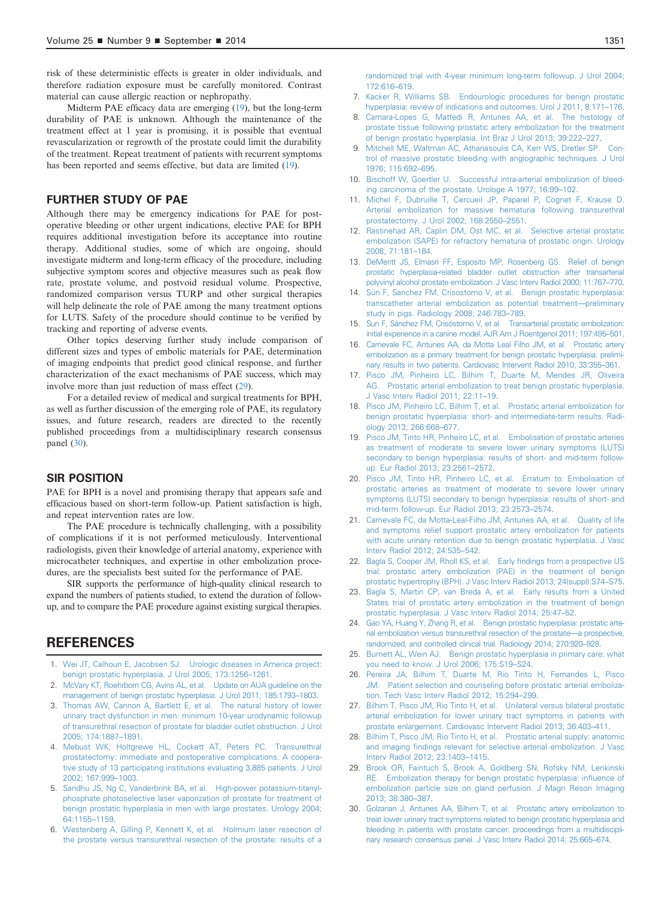risk of these deterministic effects is greater in older individuals, and therefore radiation exposure must be carefully monitored. Contrast material can cause allergic reaction or nephropathy.

Midterm PAE efficacy data are emerging (19), but the long-term durability of PAE is unknown. Although the maintenance of the treatment effect at 1 year is promising, it is possible that eventual revascularization or regrowth of the prostate could limit the durability of the treatment. Repeat treatment of patients with recurrent symptoms has been reported and seems effective, but data are limited (19).

## FURTHER STUDY OF PAE

Although there may be emergency indications for PAE for post-operative bleeding or other urgent indications, elective PAE for BPH requires additional investigation before its acceptance into routine therapy. Additional studies, some of which are ongoing, should investigate midterm and long-term efficacy of the procedure, including subjective symptom scores and objective measures such as peak flow rate, prostate volume, and postvoid residual volume. Prospective, randomized comparison versus TURP and other surgical therapies will help delineate the role of PAE among the many treatment options for LUTS. Safety of the procedure should continue to be verified by tracking and reporting of adverse events.

Other topics deserving further study include comparison of different sizes and types of embolic materials for PAE, determination of imaging endpoints that predict good clinical response, and further characterization of the exact mechanisms of PAE success, which may involve more than just reduction of mass effect (29).

For a detailed review of medical and surgical treatments for BPH, as well as further discussion of the emerging role of PAE, its regulatory issues, and future research, readers are directed to the recently published proceedings from a multidisciplinary research consensus panel (30).

## SIR POSITION

PAE for BPH is a novel and promising therapy that appears safe and efficacious based on short-term follow-up. Patient satisfaction is high, and repeat intervention rates are low.

The PAE procedure is technically challenging, with a possibility of complications if it is not performed meticulously. Interventional radiologists, given their knowledge of arterial anatomy, experience with microcatheter techniques, and expertise in other embolization procedures, are the specialists best suited for the performance of PAE.

SIR supports the performance of high-quality clinical research to expand the numbers of patients studied, to extend the duration of follow-up, and to compare the PAE procedure against existing surgical therapies.

## REFERENCES

1. Wei JT, Calhoun E, Jacobsen SJ. Urologic diseases in America project: benign prostatic hyperplasia. J Urol 2005; 173:1256–1261.
2. McVary KT, Roehrborn CG, Avins AL, et al. Update on AUA guideline on the management of benign prostatic hyperplasia. J Urol 2011; 185:1793–1803.
3. Thomas AW, Cannon A, Bartlett E, et al. The natural history of lower urinary tract dysfunction in men: minimum 10-year urodynamic followup of transurethral resection of prostate for bladder outlet obstruction. J Urol 2005; 174:1887–1891.
4. Mebust WK, Holtgrewe HL, Cockett AT, Peters PC. Transurethral prostatectomy: immediate and postoperative complications. A cooperative study of 13 participating institutions evaluating 3,885 patients. J Urol 2002; 167:999–1003.
5. Sandhu JS, Ng C, Vanderbrink BA, et al. High-power potassium-titanyl-phosphate photoselective laser vaporization of prostate for treatment of benign prostatic hyperplasia in men with large prostates. Urology 2004; 64:1155–1159.
6. Westenberg A, Gilling P, Kennett K, et al. Holmium laser resection of the prostate versus transurethral resection of the prostate: results of a randomized trial with 4-year minimum long-term followup. J Urol 2004; 172:616–619.
7. Kacker R, Williams SB. Endourologic procedures for benign prostatic hyperplasia: review of indications and outcomes. Urol J 2011; 8:171–176.
8. Camara-Lopes G, Mattedi R, Antunes AA, et al. The histology of prostate tissue following prostatic artery embolization for the treatment of benign prostatic hyperplasia. Int Braz J Urol 2013; 39:222–227.
9. Mitchell ME, Waltman AC, Athanasoulis CA, Kerr WS, Dretler SP. Control of massive prostatic bleeding with angiographic techniques. J Urol 1976; 115:692–695.
10. Bischoff W, Goertler U. Successful intra-arterial embolization of bleeding carcinoma of the prostate. Urologe A 1977; 16:99–102.
11. Michel F, Dubruille T, Cercueil JP, Paparel P, Cognet F, Krause D. Arterial embolization for massive hematuria following transurethral prostatectomy. J Urol 2002; 168:2550–2551.
12. Rastinehad AR, Caplin DM, Ost MC, et al. Selective arterial prostatic embolization (SAPE) for refractory hematuria of prostatic origin. Urology 2008; 71:181–184.
13. DeMeritt JS, Elmasri FF, Esposito MP, Rosenberg GS. Relief of benign prostatic hyperplasia-related bladder outlet obstruction after transarterial polyvinyl alcohol prostate embolization. J Vasc Interv Radiol 2000; 11:767–770.
14. Sun F, Sanchez FM, Crisostomo V, et al. Benign prostatic hyperplasia: transcatheter arterial embolization as potential treatment—preliminary study in pigs. Radiology 2008; 246:783–789.
15. Sun F, Sánchez FM, Crisóstomo V, et al. Transarterial prostatic embolization: initial experience in a canine model. AJR Am J Roentgenol 2011; 197:495–501.
16. Carnevale FC, Antunes AA, da Motta Leal Filho JM, et al. Prostatic artery embolization as a primary treatment for benign prostatic hyperplasia: preliminary results in two patients. Cardiovasc Intervent Radiol 2010; 33:355–361.
17. Pisco JM, Pinheiro LC, Bilhim T, Duarte M, Mendes JR, Oliveira AG. Prostatic arterial embolization to treat benign prostatic hyperplasia. J Vasc Interv Radiol 2011; 22:11–19.
18. Pisco JM, Pinheiro LC, Bilhim T, et al. Prostatic arterial embolization for benign prostatic hyperplasia: short- and intermediate-term results. Radiology 2013; 266:668–677.
19. Pisco JM, Tinto HR, Pinheiro LC, et al. Embolisation of prostatic arteries as treatment of moderate to severe lower urinary symptoms (LUTS) secondary to benign hyperplasia: results of short- and mid-term follow-up. Eur Radiol 2013; 23:2561–2572.
20. Pisco JM, Tinto HR, Pinheiro LC, et al. Erratum to: Embolisation of prostatic arteries as treatment of moderate to severe lower urinary symptoms (LUTS) secondary to benign hyperplasia: results of short- and mid-term follow-up. Eur Radiol 2013; 23:2573–2574.
21. Carnevale FC, da Motta-Leal-Filho JM, Antunes AA, et al. Quality of life and symptoms relief support prostatic artery embolization for patients with acute urinary retention due to benign prostatic hyperplasia. J Vasc Interv Radiol 2012; 24:535–542.
22. Bagla S, Cooper JM, Rholl KS, et al. Early findings from a prospective US trial: prostatic artery embolization (PAE) in the treatment of benign prostatic hypertrophy (BPH). J Vasc Interv Radiol 2013; 24(suppl):S74–S75.
23. Bagla S, Martin CP, van Breda A, et al. Early results from a United States trial of prostatic artery embolization in the treatment of benign prostatic hyperplasia. J Vasc Interv Radiol 2014; 25:47–52.
24. Gao YA, Huang Y, Zhang R, et al. Benign prostatic hyperplasia: prostatic arterial embolization versus transurethral resection of the prostate—a prospective, randomized, and controlled clinical trial. Radiology 2014; 270:920–928.
25. Burnett AL, Wein AJ. Benign prostatic hyperplasia in primary care: what you need to know. J Urol 2006; 175:S19–S24.
26. Pereira JA, Bilhim T, Duarte M, Rio Tinto H, Fernandes L, Pisco JM. Patient selection and counseling before prostatic arterial embolization. Tech Vasc Interv Radiol 2012; 15:294–299.
27. Bilhim T, Pisco JM, Rio Tinto H, et al. Unilateral versus bilateral prostatic arterial embolization for lower urinary tract symptoms in patients with prostate enlargement. Cardiovasc Intervent Radiol 2013; 36:403–411.
28. Bilhim T, Pisco JM, Rio Tinto H, et al. Prostatic arterial supply: anatomic and imaging findings relevant for selective arterial embolization. J Vasc Interv Radiol 2012; 23:1403–1415.
29. Brook OR, Faintuch S, Brook A, Goldberg SN, Rofsky NM, Lenkinski RE. Embolization therapy for benign prostatic hyperplasia: influence of embolization particle size on gland perfusion. J Magn Reson Imaging 2013; 38:380–387.
30. Golzarian J, Antunes AA, Bilhim T, et al. Prostatic artery embolization to treat lower urinary tract symptoms related to benign prostatic hyperplasia and bleeding in patients with prostate cancer: proceedings from a multidisciplinary research consensus panel. J Vasc Interv Radiol 2014; 25:665–674.